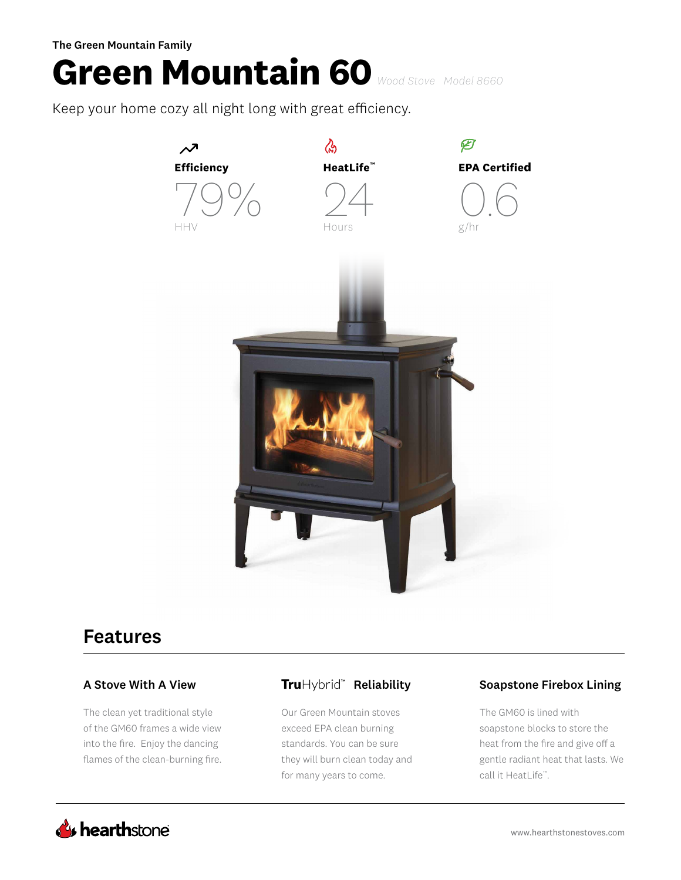The Green Mountain Family

# Green Mountain 60 *Wood Stove Model 8660*

Keep your home cozy all night long with great efficiency.

**Efficiency**

79%

HHV

**HeatLife™**

24

Hours

**EPA Certified**

0.6

g/hr

## Features

### A Stove With A View

The clean yet traditional style of the GM60 frames a wide view into the fire. Enjoy the dancing flames of the clean-burning fire.

### TruHybrid™ Reliability

Our Green Mountain stoves exceed EPA clean burning standards. You can be sure they will burn clean today and for many years to come.

### Soapstone Firebox Lining

The GM60 is lined with soapstone blocks to store the heat from the fire and give off a gentle radiant heat that lasts. We call it HeatLife™.

hearthstone

www.hearthstonestoves.com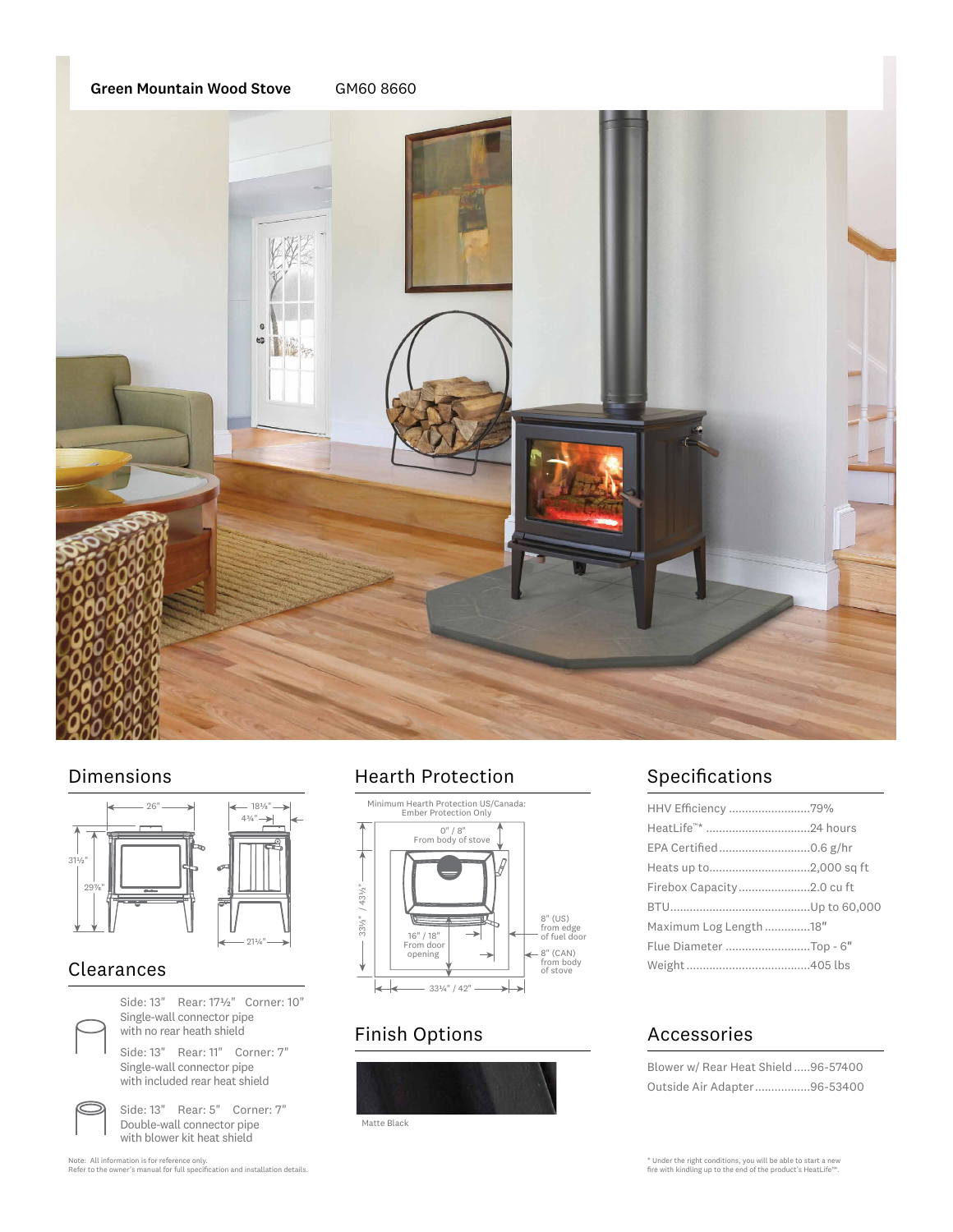**Green Mountain Wood Stove** GM60 8660

## Dimensions

26"
18⅛"
4¾"
31½"
29⅞"
21¼"

## Clearances

Side: 13" Rear: 17½" Corner: 10"
Single-wall connector pipe
with no rear heath shield

Side: 13" Rear: 11" Corner: 7"
Single-wall connector pipe
with included rear heat shield

Side: 13" Rear: 5" Corner: 7"
Double-wall connector pipe
with blower kit heat shield

## Hearth Protection

Minimum Hearth Protection US/Canada:
Ember Protection Only

0" / 8"
From body of stove

33¼" / 43½"

16" / 18"
From door
opening

8" (US)
from edge
of fuel door

8" (CAN)
from body
of stove

33¼" / 42"

## Finish Options

Matte Black

## Specifications

- HHV Efficiency ......................... 79%
- HeatLife™* ................................ 24 hours
- EPA Certified ............................ 0.6 g/hr
- Heats up to ............................... 2,000 sq ft
- Firebox Capacity ...................... 2.0 cu ft
- BTU ........................................... Up to 60,000
- Maximum Log Length .............. 18"
- Flue Diameter .......................... Top - 6"
- Weight ...................................... 405 lbs

## Accessories

- Blower w/ Rear Heat Shield ..... 96-57400
- Outside Air Adapter ................. 96-53400

Note: All information is for reference only.
Refer to the owner's manual for full specification and installation details.

* Under the right conditions, you will be able to start a new fire with kindling up to the end of the product's HeatLife™.